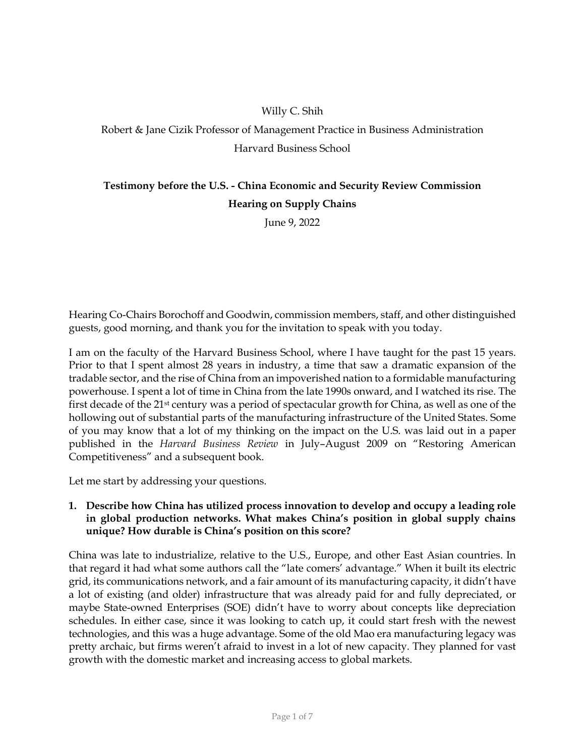Willy C. Shih

Robert & Jane Cizik Professor of Management Practice in Business Administration

Harvard Business School

**Testimony before the U.S. - China Economic and Security Review Commission**

**Hearing on Supply Chains**

June 9, 2022

Hearing Co-Chairs Borochoff and Goodwin, commission members, staff, and other distinguished guests, good morning, and thank you for the invitation to speak with you today.

I am on the faculty of the Harvard Business School, where I have taught for the past 15 years. Prior to that I spent almost 28 years in industry, a time that saw a dramatic expansion of the tradable sector, and the rise of China from an impoverished nation to a formidable manufacturing powerhouse. I spent a lot of time in China from the late 1990s onward, and I watched its rise. The first decade of the 21st century was a period of spectacular growth for China, as well as one of the hollowing out of substantial parts of the manufacturing infrastructure of the United States. Some of you may know that a lot of my thinking on the impact on the U.S. was laid out in a paper published in the *Harvard Business Review* in July–August 2009 on "Restoring American Competitiveness" and a subsequent book.

Let me start by addressing your questions.

1. **Describe how China has utilized process innovation to develop and occupy a leading role in global production networks. What makes China's position in global supply chains unique? How durable is China's position on this score?**

China was late to industrialize, relative to the U.S., Europe, and other East Asian countries. In that regard it had what some authors call the "late comers' advantage." When it built its electric grid, its communications network, and a fair amount of its manufacturing capacity, it didn't have a lot of existing (and older) infrastructure that was already paid for and fully depreciated, or maybe State-owned Enterprises (SOE) didn't have to worry about concepts like depreciation schedules. In either case, since it was looking to catch up, it could start fresh with the newest technologies, and this was a huge advantage. Some of the old Mao era manufacturing legacy was pretty archaic, but firms weren't afraid to invest in a lot of new capacity. They planned for vast growth with the domestic market and increasing access to global markets.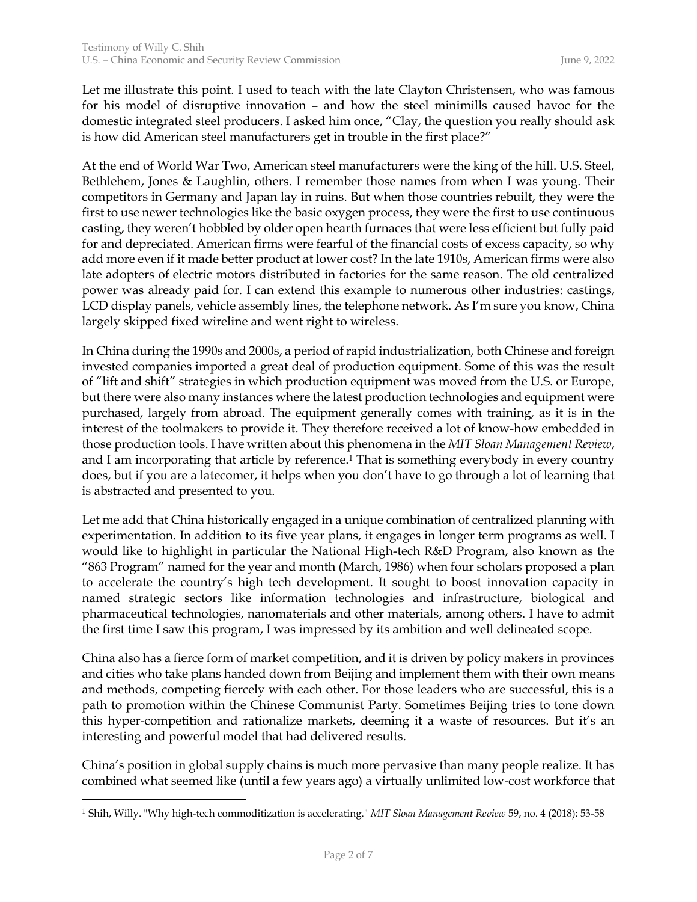Let me illustrate this point. I used to teach with the late Clayton Christensen, who was famous for his model of disruptive innovation – and how the steel minimills caused havoc for the domestic integrated steel producers. I asked him once, "Clay, the question you really should ask is how did American steel manufacturers get in trouble in the first place?"

At the end of World War Two, American steel manufacturers were the king of the hill. U.S. Steel, Bethlehem, Jones & Laughlin, others. I remember those names from when I was young. Their competitors in Germany and Japan lay in ruins. But when those countries rebuilt, they were the first to use newer technologies like the basic oxygen process, they were the first to use continuous casting, they weren't hobbled by older open hearth furnaces that were less efficient but fully paid for and depreciated. American firms were fearful of the financial costs of excess capacity, so why add more even if it made better product at lower cost? In the late 1910s, American firms were also late adopters of electric motors distributed in factories for the same reason. The old centralized power was already paid for. I can extend this example to numerous other industries: castings, LCD display panels, vehicle assembly lines, the telephone network. As I'm sure you know, China largely skipped fixed wireline and went right to wireless.

In China during the 1990s and 2000s, a period of rapid industrialization, both Chinese and foreign invested companies imported a great deal of production equipment. Some of this was the result of "lift and shift" strategies in which production equipment was moved from the U.S. or Europe, but there were also many instances where the latest production technologies and equipment were purchased, largely from abroad. The equipment generally comes with training, as it is in the interest of the toolmakers to provide it. They therefore received a lot of know-how embedded in those production tools. I have written about this phenomena in the *MIT Sloan Management Review*, and I am incorporating that article by reference.[1] That is something everybody in every country does, but if you are a latecomer, it helps when you don't have to go through a lot of learning that is abstracted and presented to you.

Let me add that China historically engaged in a unique combination of centralized planning with experimentation. In addition to its five year plans, it engages in longer term programs as well. I would like to highlight in particular the National High-tech R&D Program, also known as the "863 Program" named for the year and month (March, 1986) when four scholars proposed a plan to accelerate the country's high tech development. It sought to boost innovation capacity in named strategic sectors like information technologies and infrastructure, biological and pharmaceutical technologies, nanomaterials and other materials, among others. I have to admit the first time I saw this program, I was impressed by its ambition and well delineated scope.

China also has a fierce form of market competition, and it is driven by policy makers in provinces and cities who take plans handed down from Beijing and implement them with their own means and methods, competing fiercely with each other. For those leaders who are successful, this is a path to promotion within the Chinese Communist Party. Sometimes Beijing tries to tone down this hyper-competition and rationalize markets, deeming it a waste of resources. But it's an interesting and powerful model that had delivered results.

China's position in global supply chains is much more pervasive than many people realize. It has combined what seemed like (until a few years ago) a virtually unlimited low-cost workforce that

---

[1] Shih, Willy. "Why high-tech commoditization is accelerating." *MIT Sloan Management Review* 59, no. 4 (2018): 53-58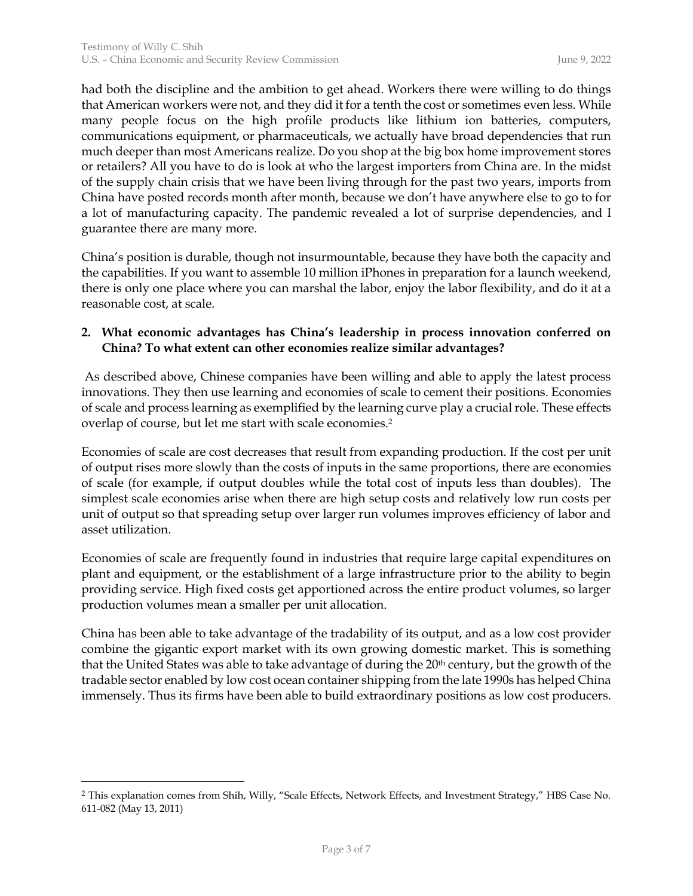had both the discipline and the ambition to get ahead. Workers there were willing to do things that American workers were not, and they did it for a tenth the cost or sometimes even less. While many people focus on the high profile products like lithium ion batteries, computers, communications equipment, or pharmaceuticals, we actually have broad dependencies that run much deeper than most Americans realize. Do you shop at the big box home improvement stores or retailers? All you have to do is look at who the largest importers from China are. In the midst of the supply chain crisis that we have been living through for the past two years, imports from China have posted records month after month, because we don't have anywhere else to go to for a lot of manufacturing capacity. The pandemic revealed a lot of surprise dependencies, and I guarantee there are many more.

China's position is durable, though not insurmountable, because they have both the capacity and the capabilities. If you want to assemble 10 million iPhones in preparation for a launch weekend, there is only one place where you can marshal the labor, enjoy the labor flexibility, and do it at a reasonable cost, at scale.

**2. What economic advantages has China's leadership in process innovation conferred on China? To what extent can other economies realize similar advantages?**

As described above, Chinese companies have been willing and able to apply the latest process innovations. They then use learning and economies of scale to cement their positions. Economies of scale and process learning as exemplified by the learning curve play a crucial role. These effects overlap of course, but let me start with scale economies.[2]

Economies of scale are cost decreases that result from expanding production. If the cost per unit of output rises more slowly than the costs of inputs in the same proportions, there are economies of scale (for example, if output doubles while the total cost of inputs less than doubles). The simplest scale economies arise when there are high setup costs and relatively low run costs per unit of output so that spreading setup over larger run volumes improves efficiency of labor and asset utilization.

Economies of scale are frequently found in industries that require large capital expenditures on plant and equipment, or the establishment of a large infrastructure prior to the ability to begin providing service. High fixed costs get apportioned across the entire product volumes, so larger production volumes mean a smaller per unit allocation.

China has been able to take advantage of the tradability of its output, and as a low cost provider combine the gigantic export market with its own growing domestic market. This is something that the United States was able to take advantage of during the 20th century, but the growth of the tradable sector enabled by low cost ocean container shipping from the late 1990s has helped China immensely. Thus its firms have been able to build extraordinary positions as low cost producers.

---

[2] This explanation comes from Shih, Willy, "Scale Effects, Network Effects, and Investment Strategy," HBS Case No. 611-082 (May 13, 2011)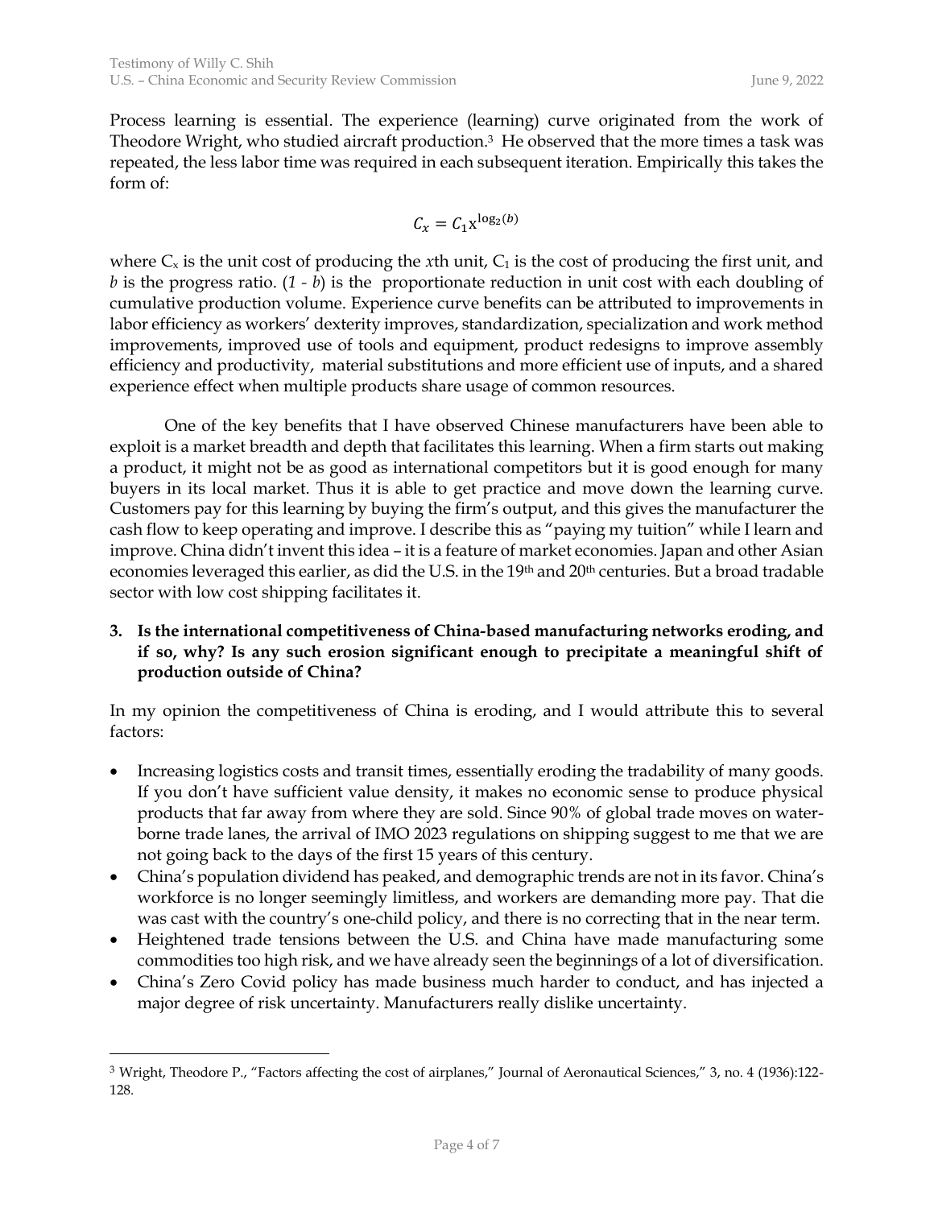Process learning is essential. The experience (learning) curve originated from the work of Theodore Wright, who studied aircraft production.[3] He observed that the more times a task was repeated, the less labor time was required in each subsequent iteration. Empirically this takes the form of:

$$C_x = C_1 x^{\log_2(b)}$$

where $C_x$ is the unit cost of producing the *x*th unit, $C_1$ is the cost of producing the first unit, and *b* is the progress ratio. (*1 - b*) is the proportionate reduction in unit cost with each doubling of cumulative production volume. Experience curve benefits can be attributed to improvements in labor efficiency as workers' dexterity improves, standardization, specialization and work method improvements, improved use of tools and equipment, product redesigns to improve assembly efficiency and productivity, material substitutions and more efficient use of inputs, and a shared experience effect when multiple products share usage of common resources.

One of the key benefits that I have observed Chinese manufacturers have been able to exploit is a market breadth and depth that facilitates this learning. When a firm starts out making a product, it might not be as good as international competitors but it is good enough for many buyers in its local market. Thus it is able to get practice and move down the learning curve. Customers pay for this learning by buying the firm's output, and this gives the manufacturer the cash flow to keep operating and improve. I describe this as "paying my tuition" while I learn and improve. China didn't invent this idea – it is a feature of market economies. Japan and other Asian economies leveraged this earlier, as did the U.S. in the 19th and 20th centuries. But a broad tradable sector with low cost shipping facilitates it.

**3. Is the international competitiveness of China-based manufacturing networks eroding, and if so, why? Is any such erosion significant enough to precipitate a meaningful shift of production outside of China?**

In my opinion the competitiveness of China is eroding, and I would attribute this to several factors:

- Increasing logistics costs and transit times, essentially eroding the tradability of many goods. If you don't have sufficient value density, it makes no economic sense to produce physical products that far away from where they are sold. Since 90% of global trade moves on water-borne trade lanes, the arrival of IMO 2023 regulations on shipping suggest to me that we are not going back to the days of the first 15 years of this century.
- China's population dividend has peaked, and demographic trends are not in its favor. China's workforce is no longer seemingly limitless, and workers are demanding more pay. That die was cast with the country's one-child policy, and there is no correcting that in the near term.
- Heightened trade tensions between the U.S. and China have made manufacturing some commodities too high risk, and we have already seen the beginnings of a lot of diversification.
- China's Zero Covid policy has made business much harder to conduct, and has injected a major degree of risk uncertainty. Manufacturers really dislike uncertainty.

[3] Wright, Theodore P., "Factors affecting the cost of airplanes," Journal of Aeronautical Sciences," 3, no. 4 (1936):122-128.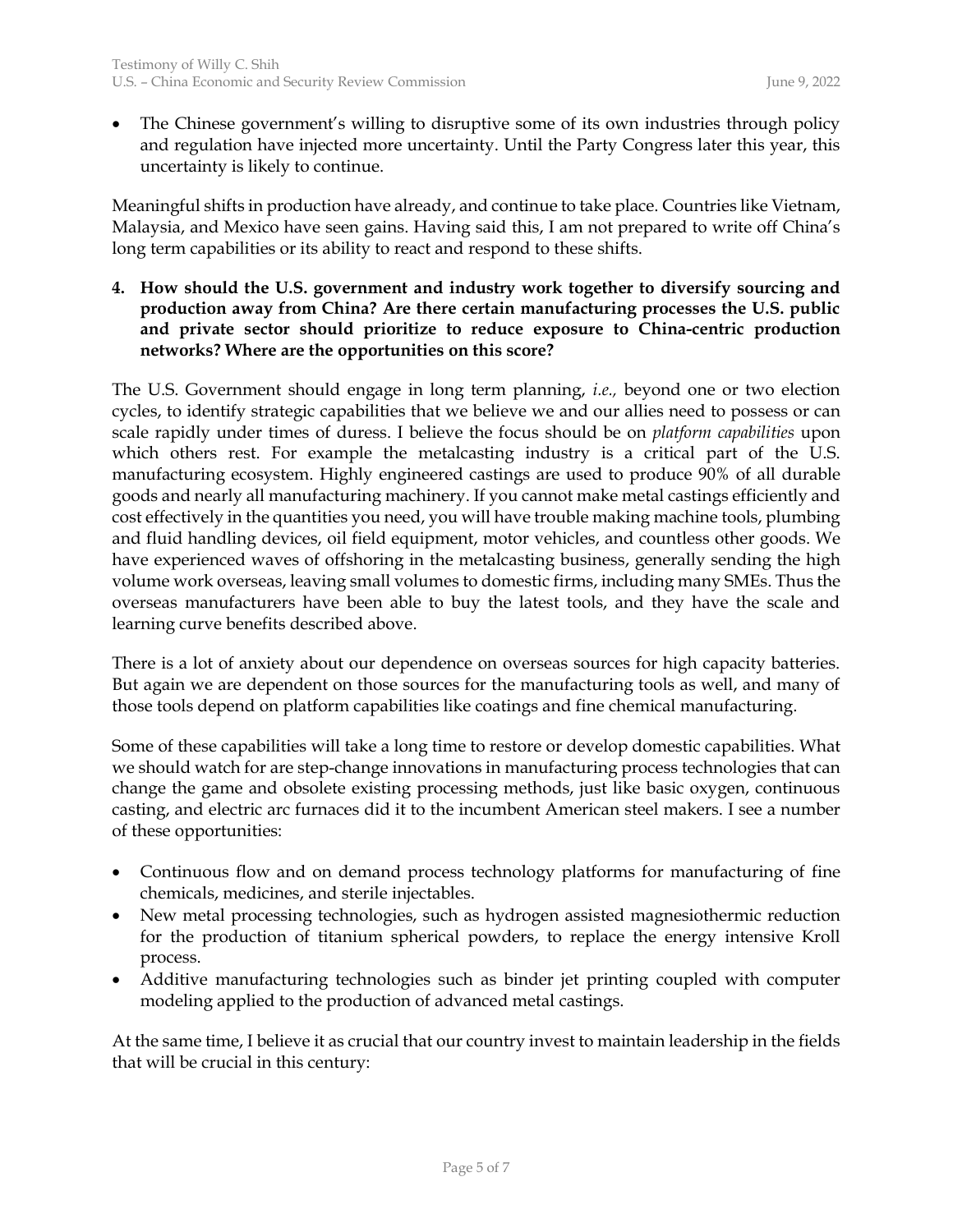- The Chinese government's willing to disruptive some of its own industries through policy and regulation have injected more uncertainty. Until the Party Congress later this year, this uncertainty is likely to continue.

Meaningful shifts in production have already, and continue to take place. Countries like Vietnam, Malaysia, and Mexico have seen gains. Having said this, I am not prepared to write off China's long term capabilities or its ability to react and respond to these shifts.

4. **How should the U.S. government and industry work together to diversify sourcing and production away from China? Are there certain manufacturing processes the U.S. public and private sector should prioritize to reduce exposure to China-centric production networks? Where are the opportunities on this score?**

The U.S. Government should engage in long term planning, *i.e.,* beyond one or two election cycles, to identify strategic capabilities that we believe we and our allies need to possess or can scale rapidly under times of duress. I believe the focus should be on *platform capabilities* upon which others rest. For example the metalcasting industry is a critical part of the U.S. manufacturing ecosystem. Highly engineered castings are used to produce 90% of all durable goods and nearly all manufacturing machinery. If you cannot make metal castings efficiently and cost effectively in the quantities you need, you will have trouble making machine tools, plumbing and fluid handling devices, oil field equipment, motor vehicles, and countless other goods. We have experienced waves of offshoring in the metalcasting business, generally sending the high volume work overseas, leaving small volumes to domestic firms, including many SMEs. Thus the overseas manufacturers have been able to buy the latest tools, and they have the scale and learning curve benefits described above.

There is a lot of anxiety about our dependence on overseas sources for high capacity batteries. But again we are dependent on those sources for the manufacturing tools as well, and many of those tools depend on platform capabilities like coatings and fine chemical manufacturing.

Some of these capabilities will take a long time to restore or develop domestic capabilities. What we should watch for are step-change innovations in manufacturing process technologies that can change the game and obsolete existing processing methods, just like basic oxygen, continuous casting, and electric arc furnaces did it to the incumbent American steel makers. I see a number of these opportunities:

- Continuous flow and on demand process technology platforms for manufacturing of fine chemicals, medicines, and sterile injectables.
- New metal processing technologies, such as hydrogen assisted magnesiothermic reduction for the production of titanium spherical powders, to replace the energy intensive Kroll process.
- Additive manufacturing technologies such as binder jet printing coupled with computer modeling applied to the production of advanced metal castings.

At the same time, I believe it as crucial that our country invest to maintain leadership in the fields that will be crucial in this century: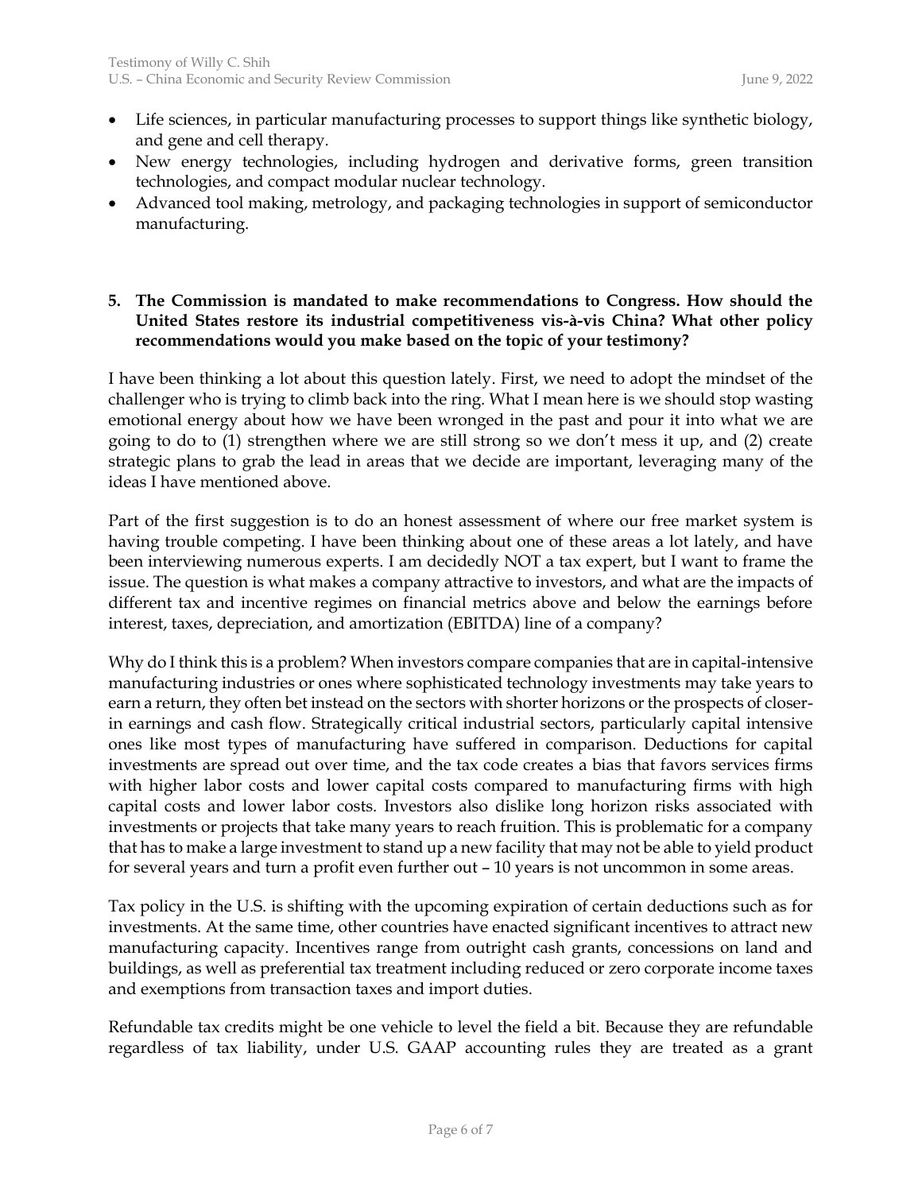- Life sciences, in particular manufacturing processes to support things like synthetic biology, and gene and cell therapy.
- New energy technologies, including hydrogen and derivative forms, green transition technologies, and compact modular nuclear technology.
- Advanced tool making, metrology, and packaging technologies in support of semiconductor manufacturing.

**5. The Commission is mandated to make recommendations to Congress. How should the United States restore its industrial competitiveness vis-à-vis China? What other policy recommendations would you make based on the topic of your testimony?**

I have been thinking a lot about this question lately. First, we need to adopt the mindset of the challenger who is trying to climb back into the ring. What I mean here is we should stop wasting emotional energy about how we have been wronged in the past and pour it into what we are going to do to (1) strengthen where we are still strong so we don't mess it up, and (2) create strategic plans to grab the lead in areas that we decide are important, leveraging many of the ideas I have mentioned above.

Part of the first suggestion is to do an honest assessment of where our free market system is having trouble competing. I have been thinking about one of these areas a lot lately, and have been interviewing numerous experts. I am decidedly NOT a tax expert, but I want to frame the issue. The question is what makes a company attractive to investors, and what are the impacts of different tax and incentive regimes on financial metrics above and below the earnings before interest, taxes, depreciation, and amortization (EBITDA) line of a company?

Why do I think this is a problem? When investors compare companies that are in capital-intensive manufacturing industries or ones where sophisticated technology investments may take years to earn a return, they often bet instead on the sectors with shorter horizons or the prospects of closer-in earnings and cash flow. Strategically critical industrial sectors, particularly capital intensive ones like most types of manufacturing have suffered in comparison. Deductions for capital investments are spread out over time, and the tax code creates a bias that favors services firms with higher labor costs and lower capital costs compared to manufacturing firms with high capital costs and lower labor costs. Investors also dislike long horizon risks associated with investments or projects that take many years to reach fruition. This is problematic for a company that has to make a large investment to stand up a new facility that may not be able to yield product for several years and turn a profit even further out – 10 years is not uncommon in some areas.

Tax policy in the U.S. is shifting with the upcoming expiration of certain deductions such as for investments. At the same time, other countries have enacted significant incentives to attract new manufacturing capacity. Incentives range from outright cash grants, concessions on land and buildings, as well as preferential tax treatment including reduced or zero corporate income taxes and exemptions from transaction taxes and import duties.

Refundable tax credits might be one vehicle to level the field a bit. Because they are refundable regardless of tax liability, under U.S. GAAP accounting rules they are treated as a grant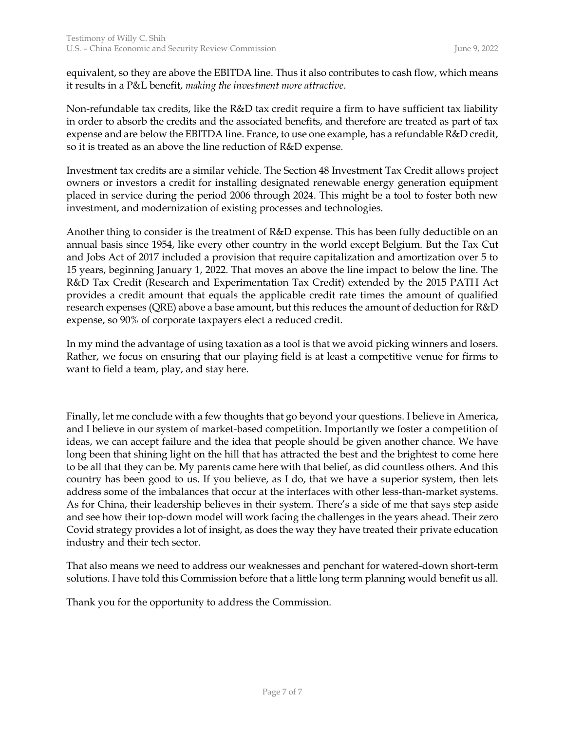equivalent, so they are above the EBITDA line. Thus it also contributes to cash flow, which means it results in a P&L benefit, *making the investment more attractive*.

Non-refundable tax credits, like the R&D tax credit require a firm to have sufficient tax liability in order to absorb the credits and the associated benefits, and therefore are treated as part of tax expense and are below the EBITDA line. France, to use one example, has a refundable R&D credit, so it is treated as an above the line reduction of R&D expense.

Investment tax credits are a similar vehicle. The Section 48 Investment Tax Credit allows project owners or investors a credit for installing designated renewable energy generation equipment placed in service during the period 2006 through 2024. This might be a tool to foster both new investment, and modernization of existing processes and technologies.

Another thing to consider is the treatment of R&D expense. This has been fully deductible on an annual basis since 1954, like every other country in the world except Belgium. But the Tax Cut and Jobs Act of 2017 included a provision that require capitalization and amortization over 5 to 15 years, beginning January 1, 2022. That moves an above the line impact to below the line. The R&D Tax Credit (Research and Experimentation Tax Credit) extended by the 2015 PATH Act provides a credit amount that equals the applicable credit rate times the amount of qualified research expenses (QRE) above a base amount, but this reduces the amount of deduction for R&D expense, so 90% of corporate taxpayers elect a reduced credit.

In my mind the advantage of using taxation as a tool is that we avoid picking winners and losers. Rather, we focus on ensuring that our playing field is at least a competitive venue for firms to want to field a team, play, and stay here.

Finally, let me conclude with a few thoughts that go beyond your questions. I believe in America, and I believe in our system of market-based competition. Importantly we foster a competition of ideas, we can accept failure and the idea that people should be given another chance. We have long been that shining light on the hill that has attracted the best and the brightest to come here to be all that they can be. My parents came here with that belief, as did countless others. And this country has been good to us. If you believe, as I do, that we have a superior system, then lets address some of the imbalances that occur at the interfaces with other less-than-market systems. As for China, their leadership believes in their system. There's a side of me that says step aside and see how their top-down model will work facing the challenges in the years ahead. Their zero Covid strategy provides a lot of insight, as does the way they have treated their private education industry and their tech sector.

That also means we need to address our weaknesses and penchant for watered-down short-term solutions. I have told this Commission before that a little long term planning would benefit us all.

Thank you for the opportunity to address the Commission.